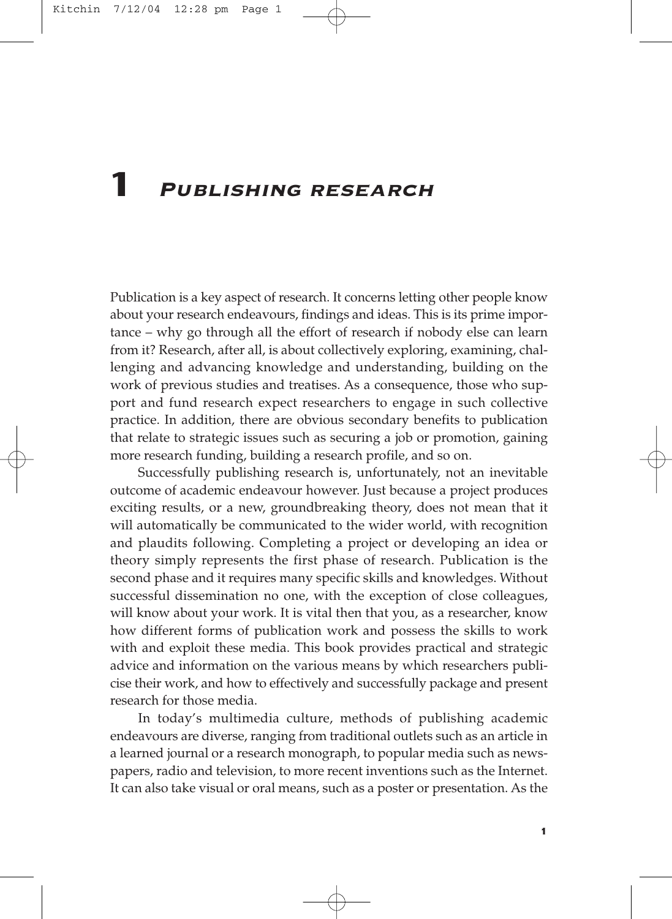# 1 *Publishing research*

Publication is a key aspect of research. It concerns letting other people know about your research endeavours, findings and ideas. This is its prime importance – why go through all the effort of research if nobody else can learn from it? Research, after all, is about collectively exploring, examining, challenging and advancing knowledge and understanding, building on the work of previous studies and treatises. As a consequence, those who support and fund research expect researchers to engage in such collective practice. In addition, there are obvious secondary benefits to publication that relate to strategic issues such as securing a job or promotion, gaining more research funding, building a research profile, and so on.

Successfully publishing research is, unfortunately, not an inevitable outcome of academic endeavour however. Just because a project produces exciting results, or a new, groundbreaking theory, does not mean that it will automatically be communicated to the wider world, with recognition and plaudits following. Completing a project or developing an idea or theory simply represents the first phase of research. Publication is the second phase and it requires many specific skills and knowledges. Without successful dissemination no one, with the exception of close colleagues, will know about your work. It is vital then that you, as a researcher, know how different forms of publication work and possess the skills to work with and exploit these media. This book provides practical and strategic advice and information on the various means by which researchers publicise their work, and how to effectively and successfully package and present research for those media.

In today's multimedia culture, methods of publishing academic endeavours are diverse, ranging from traditional outlets such as an article in a learned journal or a research monograph, to popular media such as newspapers, radio and television, to more recent inventions such as the Internet. It can also take visual or oral means, such as a poster or presentation. As the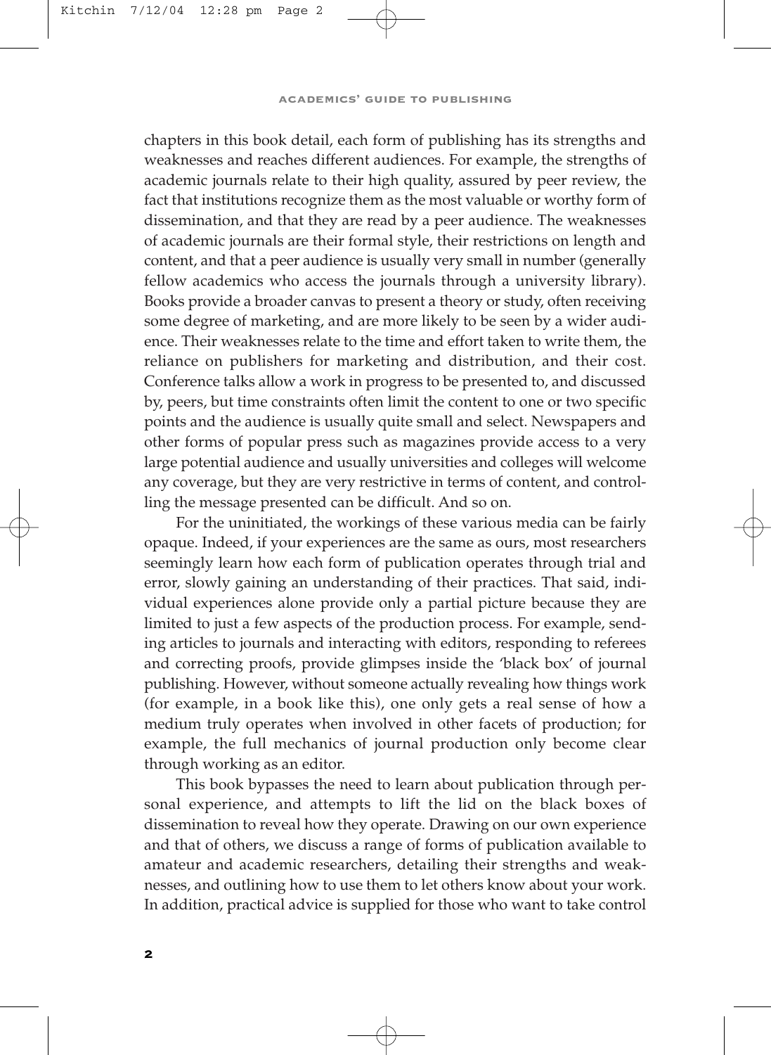chapters in this book detail, each form of publishing has its strengths and weaknesses and reaches different audiences. For example, the strengths of academic journals relate to their high quality, assured by peer review, the fact that institutions recognize them as the most valuable or worthy form of dissemination, and that they are read by a peer audience. The weaknesses of academic journals are their formal style, their restrictions on length and content, and that a peer audience is usually very small in number (generally fellow academics who access the journals through a university library). Books provide a broader canvas to present a theory or study, often receiving some degree of marketing, and are more likely to be seen by a wider audience. Their weaknesses relate to the time and effort taken to write them, the reliance on publishers for marketing and distribution, and their cost. Conference talks allow a work in progress to be presented to, and discussed by, peers, but time constraints often limit the content to one or two specific points and the audience is usually quite small and select. Newspapers and other forms of popular press such as magazines provide access to a very large potential audience and usually universities and colleges will welcome any coverage, but they are very restrictive in terms of content, and controlling the message presented can be difficult. And so on.

For the uninitiated, the workings of these various media can be fairly opaque. Indeed, if your experiences are the same as ours, most researchers seemingly learn how each form of publication operates through trial and error, slowly gaining an understanding of their practices. That said, individual experiences alone provide only a partial picture because they are limited to just a few aspects of the production process. For example, sending articles to journals and interacting with editors, responding to referees and correcting proofs, provide glimpses inside the 'black box' of journal publishing. However, without someone actually revealing how things work (for example, in a book like this), one only gets a real sense of how a medium truly operates when involved in other facets of production; for example, the full mechanics of journal production only become clear through working as an editor.

This book bypasses the need to learn about publication through personal experience, and attempts to lift the lid on the black boxes of dissemination to reveal how they operate. Drawing on our own experience and that of others, we discuss a range of forms of publication available to amateur and academic researchers, detailing their strengths and weaknesses, and outlining how to use them to let others know about your work. In addition, practical advice is supplied for those who want to take control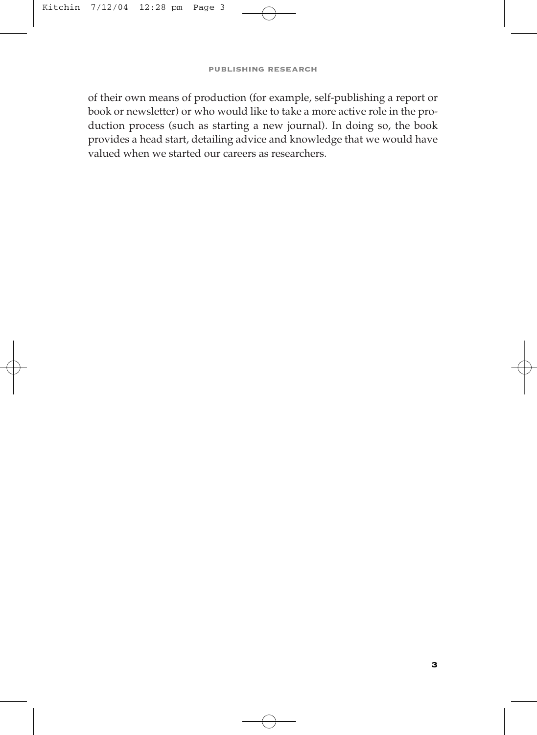of their own means of production (for example, self-publishing a report or book or newsletter) or who would like to take a more active role in the production process (such as starting a new journal). In doing so, the book provides a head start, detailing advice and knowledge that we would have valued when we started our careers as researchers.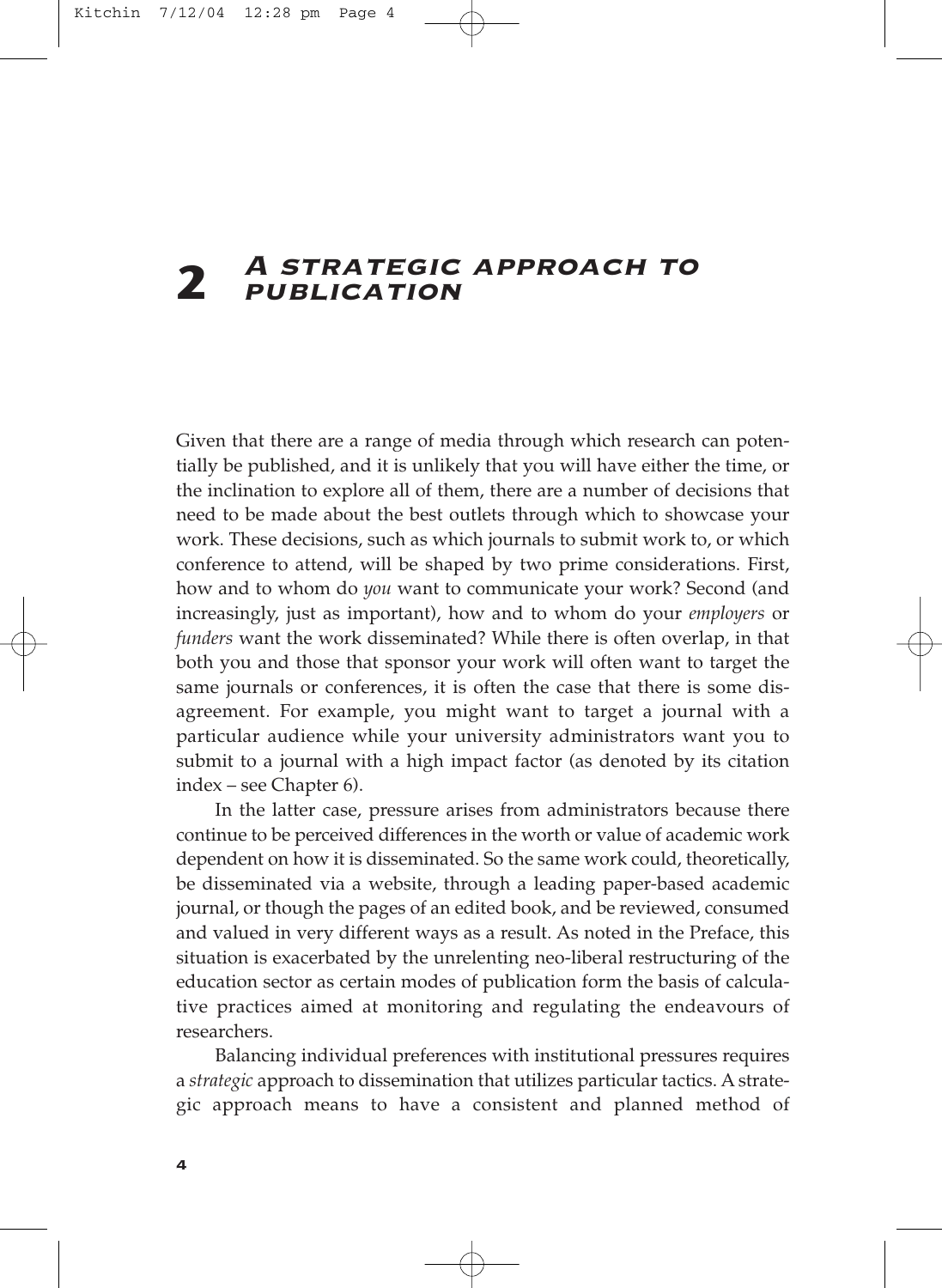# 2 A STRATEGIC APPROACH TO PUBLICATION

Given that there are a range of media through which research can potentially be published, and it is unlikely that you will have either the time, or the inclination to explore all of them, there are a number of decisions that need to be made about the best outlets through which to showcase your work. These decisions, such as which journals to submit work to, or which conference to attend, will be shaped by two prime considerations. First, how and to whom do *you* want to communicate your work? Second (and increasingly, just as important), how and to whom do your *employers* or *funders* want the work disseminated? While there is often overlap, in that both you and those that sponsor your work will often want to target the same journals or conferences, it is often the case that there is some disagreement. For example, you might want to target a journal with a particular audience while your university administrators want you to submit to a journal with a high impact factor (as denoted by its citation index – see Chapter 6).

In the latter case, pressure arises from administrators because there continue to be perceived differences in the worth or value of academic work dependent on how it is disseminated. So the same work could, theoretically, be disseminated via a website, through a leading paper-based academic journal, or though the pages of an edited book, and be reviewed, consumed and valued in very different ways as a result. As noted in the Preface, this situation is exacerbated by the unrelenting neo-liberal restructuring of the education sector as certain modes of publication form the basis of calculative practices aimed at monitoring and regulating the endeavours of researchers.

Balancing individual preferences with institutional pressures requires a *strategic* approach to dissemination that utilizes particular tactics. A strategic approach means to have a consistent and planned method of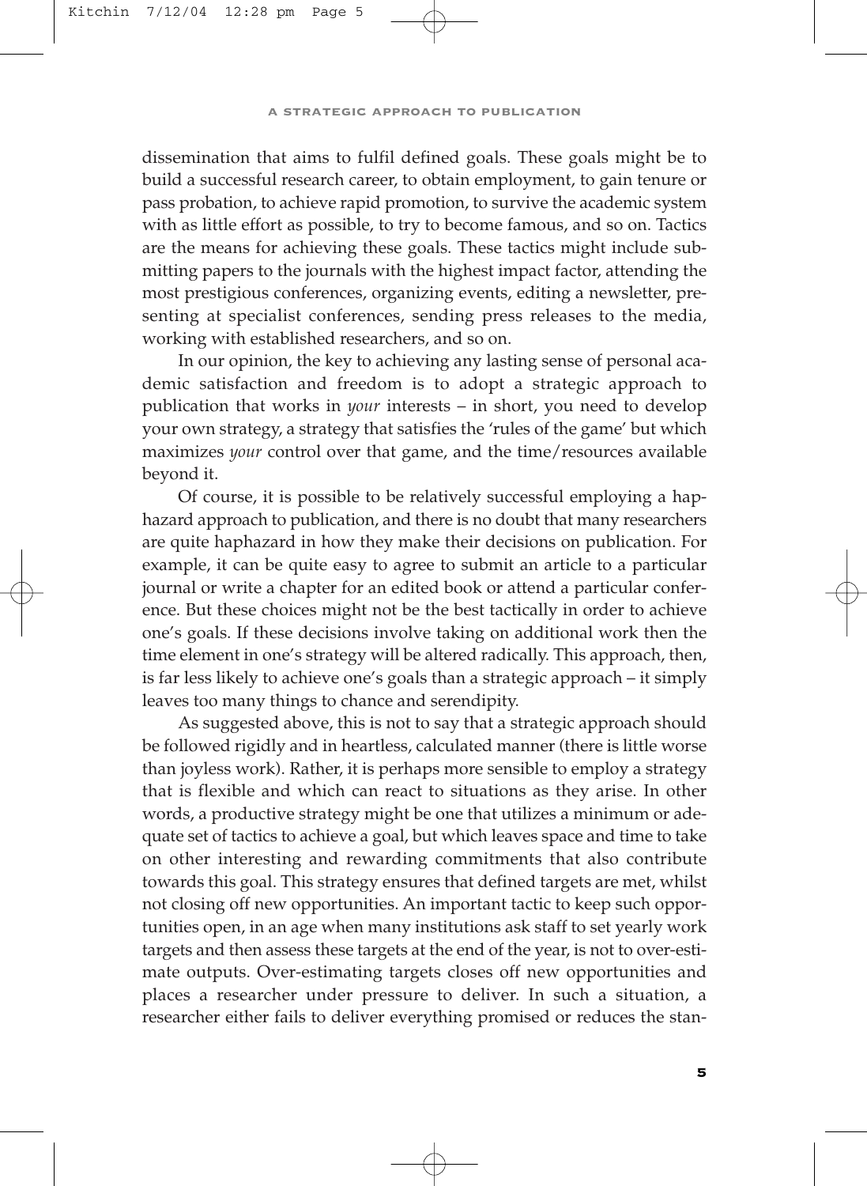dissemination that aims to fulfil defined goals. These goals might be to build a successful research career, to obtain employment, to gain tenure or pass probation, to achieve rapid promotion, to survive the academic system with as little effort as possible, to try to become famous, and so on. Tactics are the means for achieving these goals. These tactics might include submitting papers to the journals with the highest impact factor, attending the most prestigious conferences, organizing events, editing a newsletter, presenting at specialist conferences, sending press releases to the media, working with established researchers, and so on.

In our opinion, the key to achieving any lasting sense of personal academic satisfaction and freedom is to adopt a strategic approach to publication that works in *your* interests – in short, you need to develop your own strategy, a strategy that satisfies the 'rules of the game' but which maximizes *your* control over that game, and the time/resources available beyond it.

Of course, it is possible to be relatively successful employing a haphazard approach to publication, and there is no doubt that many researchers are quite haphazard in how they make their decisions on publication. For example, it can be quite easy to agree to submit an article to a particular journal or write a chapter for an edited book or attend a particular conference. But these choices might not be the best tactically in order to achieve one's goals. If these decisions involve taking on additional work then the time element in one's strategy will be altered radically. This approach, then, is far less likely to achieve one's goals than a strategic approach – it simply leaves too many things to chance and serendipity.

As suggested above, this is not to say that a strategic approach should be followed rigidly and in heartless, calculated manner (there is little worse than joyless work). Rather, it is perhaps more sensible to employ a strategy that is flexible and which can react to situations as they arise. In other words, a productive strategy might be one that utilizes a minimum or adequate set of tactics to achieve a goal, but which leaves space and time to take on other interesting and rewarding commitments that also contribute towards this goal. This strategy ensures that defined targets are met, whilst not closing off new opportunities. An important tactic to keep such opportunities open, in an age when many institutions ask staff to set yearly work targets and then assess these targets at the end of the year, is not to over-estimate outputs. Over-estimating targets closes off new opportunities and places a researcher under pressure to deliver. In such a situation, a researcher either fails to deliver everything promised or reduces the stan-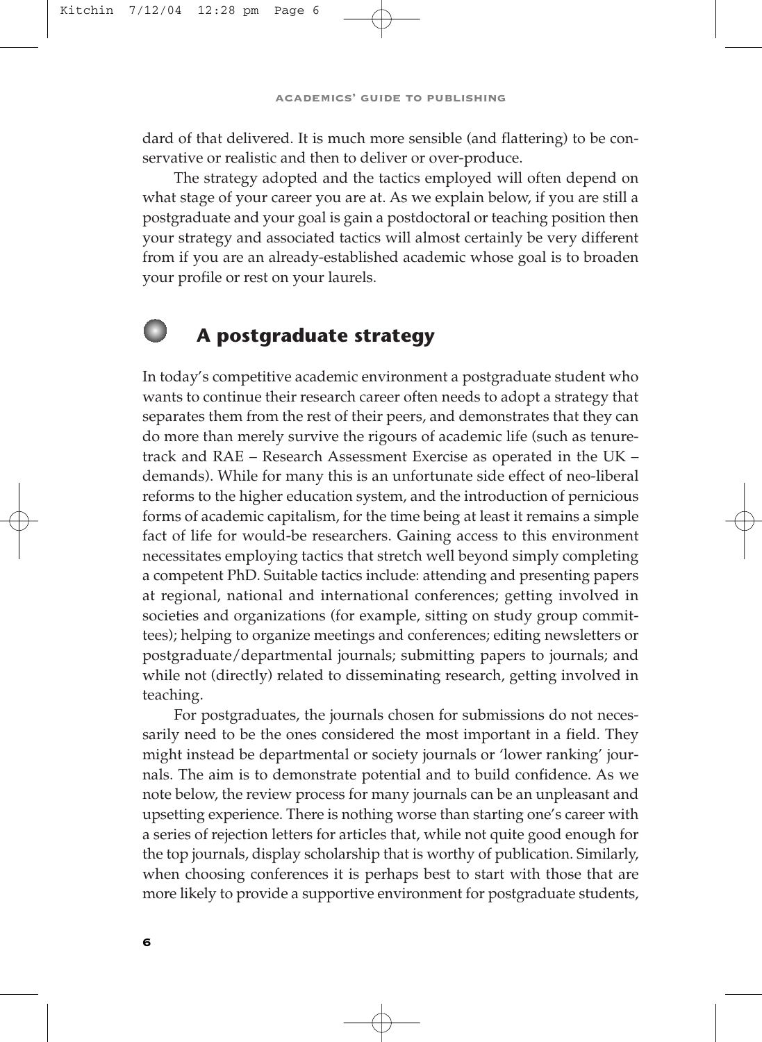dard of that delivered. It is much more sensible (and flattering) to be conservative or realistic and then to deliver or over-produce.

The strategy adopted and the tactics employed will often depend on what stage of your career you are at. As we explain below, if you are still a postgraduate and your goal is gain a postdoctoral or teaching position then your strategy and associated tactics will almost certainly be very different from if you are an already-established academic whose goal is to broaden your profile or rest on your laurels.

## A postgraduate strategy

In today's competitive academic environment a postgraduate student who wants to continue their research career often needs to adopt a strategy that separates them from the rest of their peers, and demonstrates that they can do more than merely survive the rigours of academic life (such as tenure-track and RAE – Research Assessment Exercise as operated in the UK – demands). While for many this is an unfortunate side effect of neo-liberal reforms to the higher education system, and the introduction of pernicious forms of academic capitalism, for the time being at least it remains a simple fact of life for would-be researchers. Gaining access to this environment necessitates employing tactics that stretch well beyond simply completing a competent PhD. Suitable tactics include: attending and presenting papers at regional, national and international conferences; getting involved in societies and organizations (for example, sitting on study group committees); helping to organize meetings and conferences; editing newsletters or postgraduate/departmental journals; submitting papers to journals; and while not (directly) related to disseminating research, getting involved in teaching.

For postgraduates, the journals chosen for submissions do not necessarily need to be the ones considered the most important in a field. They might instead be departmental or society journals or 'lower ranking' journals. The aim is to demonstrate potential and to build confidence. As we note below, the review process for many journals can be an unpleasant and upsetting experience. There is nothing worse than starting one's career with a series of rejection letters for articles that, while not quite good enough for the top journals, display scholarship that is worthy of publication. Similarly, when choosing conferences it is perhaps best to start with those that are more likely to provide a supportive environment for postgraduate students,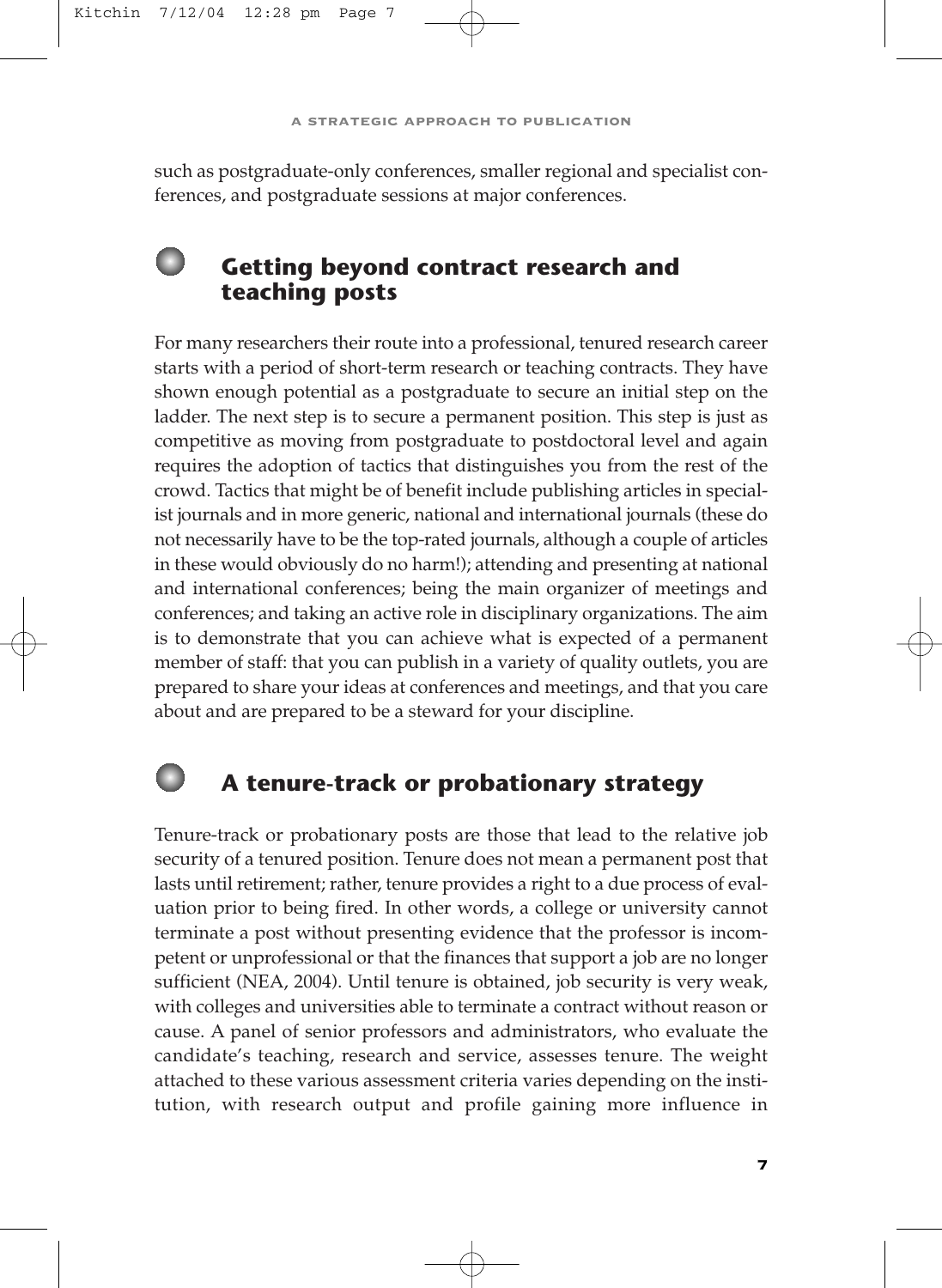such as postgraduate-only conferences, smaller regional and specialist conferences, and postgraduate sessions at major conferences.

## Getting beyond contract research and teaching posts

For many researchers their route into a professional, tenured research career starts with a period of short-term research or teaching contracts. They have shown enough potential as a postgraduate to secure an initial step on the ladder. The next step is to secure a permanent position. This step is just as competitive as moving from postgraduate to postdoctoral level and again requires the adoption of tactics that distinguishes you from the rest of the crowd. Tactics that might be of benefit include publishing articles in specialist journals and in more generic, national and international journals (these do not necessarily have to be the top-rated journals, although a couple of articles in these would obviously do no harm!); attending and presenting at national and international conferences; being the main organizer of meetings and conferences; and taking an active role in disciplinary organizations. The aim is to demonstrate that you can achieve what is expected of a permanent member of staff: that you can publish in a variety of quality outlets, you are prepared to share your ideas at conferences and meetings, and that you care about and are prepared to be a steward for your discipline.

## A tenure-track or probationary strategy

Tenure-track or probationary posts are those that lead to the relative job security of a tenured position. Tenure does not mean a permanent post that lasts until retirement; rather, tenure provides a right to a due process of evaluation prior to being fired. In other words, a college or university cannot terminate a post without presenting evidence that the professor is incompetent or unprofessional or that the finances that support a job are no longer sufficient (NEA, 2004). Until tenure is obtained, job security is very weak, with colleges and universities able to terminate a contract without reason or cause. A panel of senior professors and administrators, who evaluate the candidate's teaching, research and service, assesses tenure. The weight attached to these various assessment criteria varies depending on the institution, with research output and profile gaining more influence in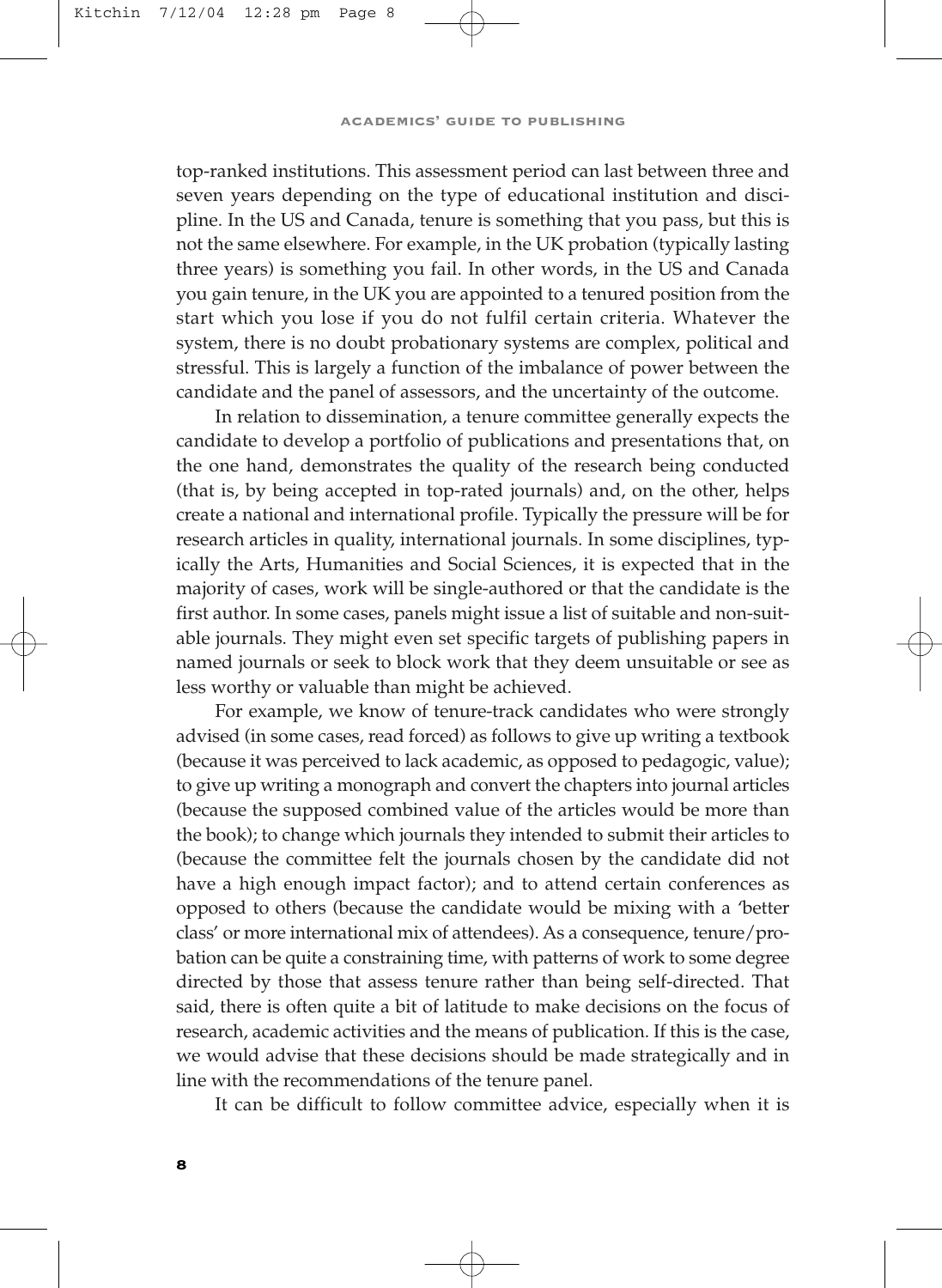top-ranked institutions. This assessment period can last between three and seven years depending on the type of educational institution and discipline. In the US and Canada, tenure is something that you pass, but this is not the same elsewhere. For example, in the UK probation (typically lasting three years) is something you fail. In other words, in the US and Canada you gain tenure, in the UK you are appointed to a tenured position from the start which you lose if you do not fulfil certain criteria. Whatever the system, there is no doubt probationary systems are complex, political and stressful. This is largely a function of the imbalance of power between the candidate and the panel of assessors, and the uncertainty of the outcome.

In relation to dissemination, a tenure committee generally expects the candidate to develop a portfolio of publications and presentations that, on the one hand, demonstrates the quality of the research being conducted (that is, by being accepted in top-rated journals) and, on the other, helps create a national and international profile. Typically the pressure will be for research articles in quality, international journals. In some disciplines, typically the Arts, Humanities and Social Sciences, it is expected that in the majority of cases, work will be single-authored or that the candidate is the first author. In some cases, panels might issue a list of suitable and non-suitable journals. They might even set specific targets of publishing papers in named journals or seek to block work that they deem unsuitable or see as less worthy or valuable than might be achieved.

For example, we know of tenure-track candidates who were strongly advised (in some cases, read forced) as follows to give up writing a textbook (because it was perceived to lack academic, as opposed to pedagogic, value); to give up writing a monograph and convert the chapters into journal articles (because the supposed combined value of the articles would be more than the book); to change which journals they intended to submit their articles to (because the committee felt the journals chosen by the candidate did not have a high enough impact factor); and to attend certain conferences as opposed to others (because the candidate would be mixing with a 'better class' or more international mix of attendees). As a consequence, tenure/probation can be quite a constraining time, with patterns of work to some degree directed by those that assess tenure rather than being self-directed. That said, there is often quite a bit of latitude to make decisions on the focus of research, academic activities and the means of publication. If this is the case, we would advise that these decisions should be made strategically and in line with the recommendations of the tenure panel.

It can be difficult to follow committee advice, especially when it is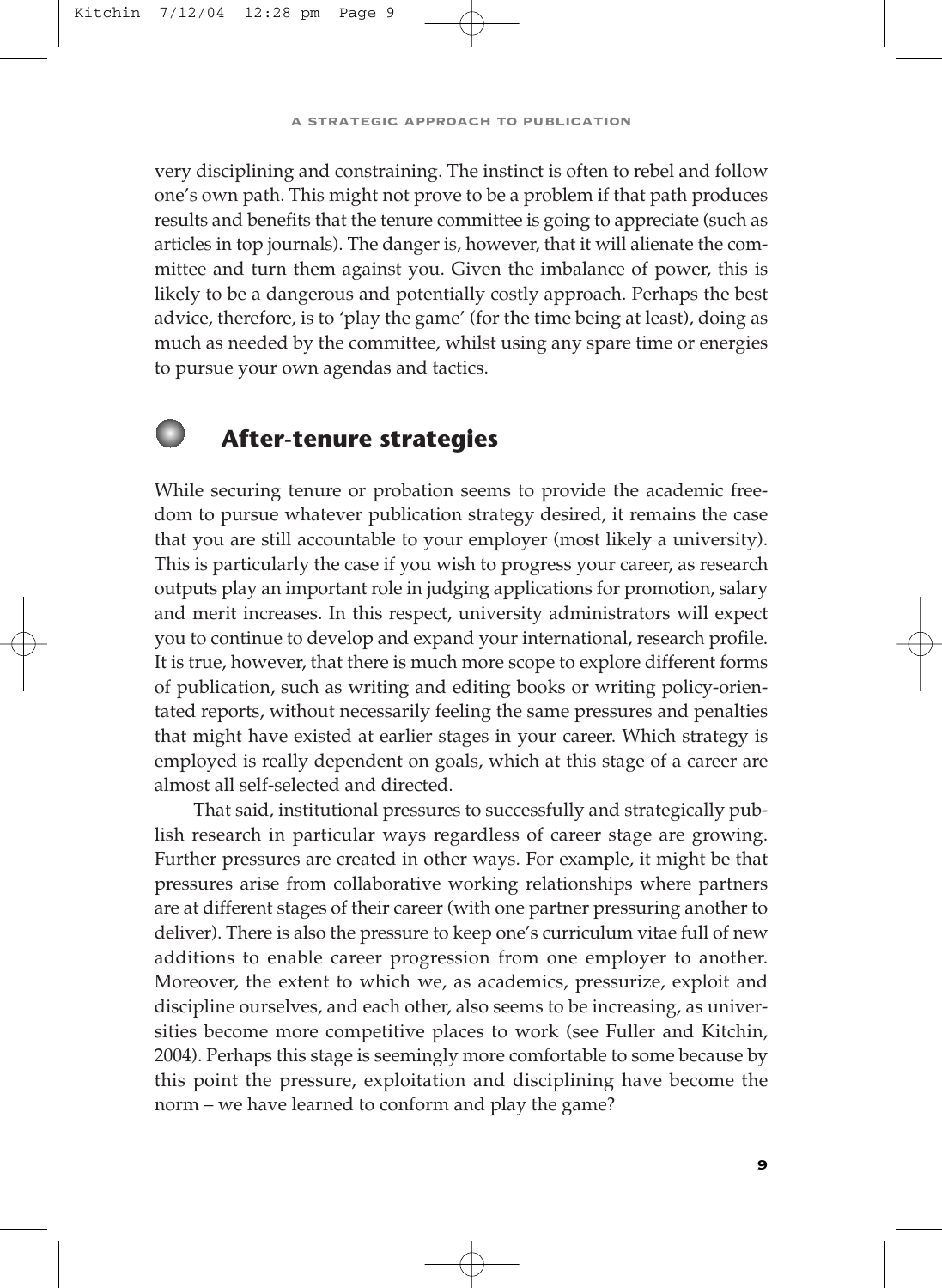very disciplining and constraining. The instinct is often to rebel and follow one's own path. This might not prove to be a problem if that path produces results and benefits that the tenure committee is going to appreciate (such as articles in top journals). The danger is, however, that it will alienate the committee and turn them against you. Given the imbalance of power, this is likely to be a dangerous and potentially costly approach. Perhaps the best advice, therefore, is to 'play the game' (for the time being at least), doing as much as needed by the committee, whilst using any spare time or energies to pursue your own agendas and tactics.

## After-tenure strategies

While securing tenure or probation seems to provide the academic freedom to pursue whatever publication strategy desired, it remains the case that you are still accountable to your employer (most likely a university). This is particularly the case if you wish to progress your career, as research outputs play an important role in judging applications for promotion, salary and merit increases. In this respect, university administrators will expect you to continue to develop and expand your international, research profile. It is true, however, that there is much more scope to explore different forms of publication, such as writing and editing books or writing policy-orientated reports, without necessarily feeling the same pressures and penalties that might have existed at earlier stages in your career. Which strategy is employed is really dependent on goals, which at this stage of a career are almost all self-selected and directed.

That said, institutional pressures to successfully and strategically publish research in particular ways regardless of career stage are growing. Further pressures are created in other ways. For example, it might be that pressures arise from collaborative working relationships where partners are at different stages of their career (with one partner pressuring another to deliver). There is also the pressure to keep one's curriculum vitae full of new additions to enable career progression from one employer to another. Moreover, the extent to which we, as academics, pressurize, exploit and discipline ourselves, and each other, also seems to be increasing, as universities become more competitive places to work (see Fuller and Kitchin, 2004). Perhaps this stage is seemingly more comfortable to some because by this point the pressure, exploitation and disciplining have become the norm – we have learned to conform and play the game?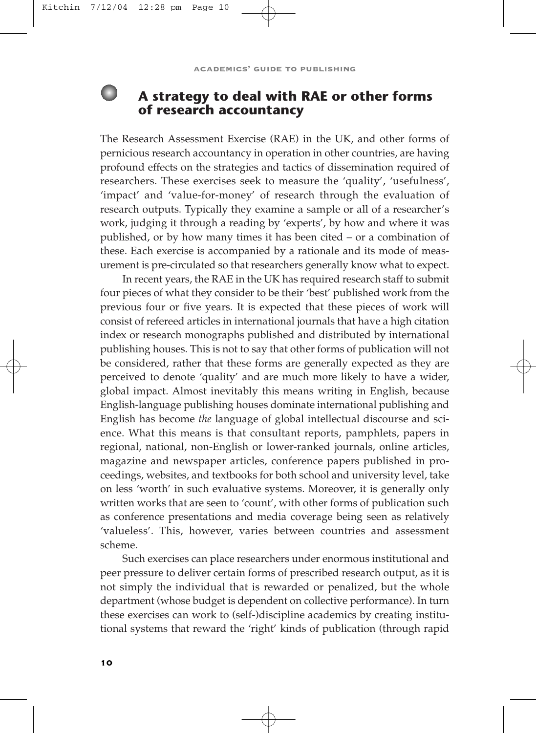## A strategy to deal with RAE or other forms of research accountancy

The Research Assessment Exercise (RAE) in the UK, and other forms of pernicious research accountancy in operation in other countries, are having profound effects on the strategies and tactics of dissemination required of researchers. These exercises seek to measure the 'quality', 'usefulness', 'impact' and 'value-for-money' of research through the evaluation of research outputs. Typically they examine a sample or all of a researcher's work, judging it through a reading by 'experts', by how and where it was published, or by how many times it has been cited – or a combination of these. Each exercise is accompanied by a rationale and its mode of measurement is pre-circulated so that researchers generally know what to expect.

In recent years, the RAE in the UK has required research staff to submit four pieces of what they consider to be their 'best' published work from the previous four or five years. It is expected that these pieces of work will consist of refereed articles in international journals that have a high citation index or research monographs published and distributed by international publishing houses. This is not to say that other forms of publication will not be considered, rather that these forms are generally expected as they are perceived to denote 'quality' and are much more likely to have a wider, global impact. Almost inevitably this means writing in English, because English-language publishing houses dominate international publishing and English has become *the* language of global intellectual discourse and science. What this means is that consultant reports, pamphlets, papers in regional, national, non-English or lower-ranked journals, online articles, magazine and newspaper articles, conference papers published in proceedings, websites, and textbooks for both school and university level, take on less 'worth' in such evaluative systems. Moreover, it is generally only written works that are seen to 'count', with other forms of publication such as conference presentations and media coverage being seen as relatively 'valueless'. This, however, varies between countries and assessment scheme.

Such exercises can place researchers under enormous institutional and peer pressure to deliver certain forms of prescribed research output, as it is not simply the individual that is rewarded or penalized, but the whole department (whose budget is dependent on collective performance). In turn these exercises can work to (self-)discipline academics by creating institutional systems that reward the 'right' kinds of publication (through rapid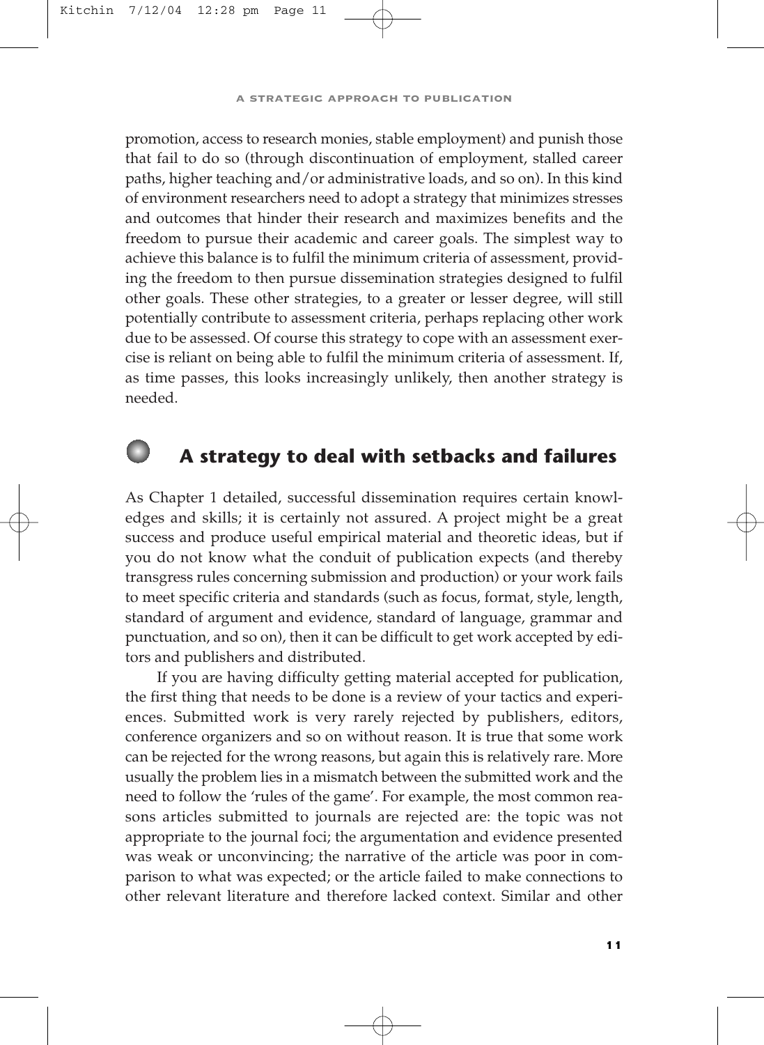promotion, access to research monies, stable employment) and punish those that fail to do so (through discontinuation of employment, stalled career paths, higher teaching and/or administrative loads, and so on). In this kind of environment researchers need to adopt a strategy that minimizes stresses and outcomes that hinder their research and maximizes benefits and the freedom to pursue their academic and career goals. The simplest way to achieve this balance is to fulfil the minimum criteria of assessment, providing the freedom to then pursue dissemination strategies designed to fulfil other goals. These other strategies, to a greater or lesser degree, will still potentially contribute to assessment criteria, perhaps replacing other work due to be assessed. Of course this strategy to cope with an assessment exercise is reliant on being able to fulfil the minimum criteria of assessment. If, as time passes, this looks increasingly unlikely, then another strategy is needed.

## A strategy to deal with setbacks and failures

As Chapter 1 detailed, successful dissemination requires certain knowledges and skills; it is certainly not assured. A project might be a great success and produce useful empirical material and theoretic ideas, but if you do not know what the conduit of publication expects (and thereby transgress rules concerning submission and production) or your work fails to meet specific criteria and standards (such as focus, format, style, length, standard of argument and evidence, standard of language, grammar and punctuation, and so on), then it can be difficult to get work accepted by editors and publishers and distributed.

If you are having difficulty getting material accepted for publication, the first thing that needs to be done is a review of your tactics and experiences. Submitted work is very rarely rejected by publishers, editors, conference organizers and so on without reason. It is true that some work can be rejected for the wrong reasons, but again this is relatively rare. More usually the problem lies in a mismatch between the submitted work and the need to follow the 'rules of the game'. For example, the most common reasons articles submitted to journals are rejected are: the topic was not appropriate to the journal foci; the argumentation and evidence presented was weak or unconvincing; the narrative of the article was poor in comparison to what was expected; or the article failed to make connections to other relevant literature and therefore lacked context. Similar and other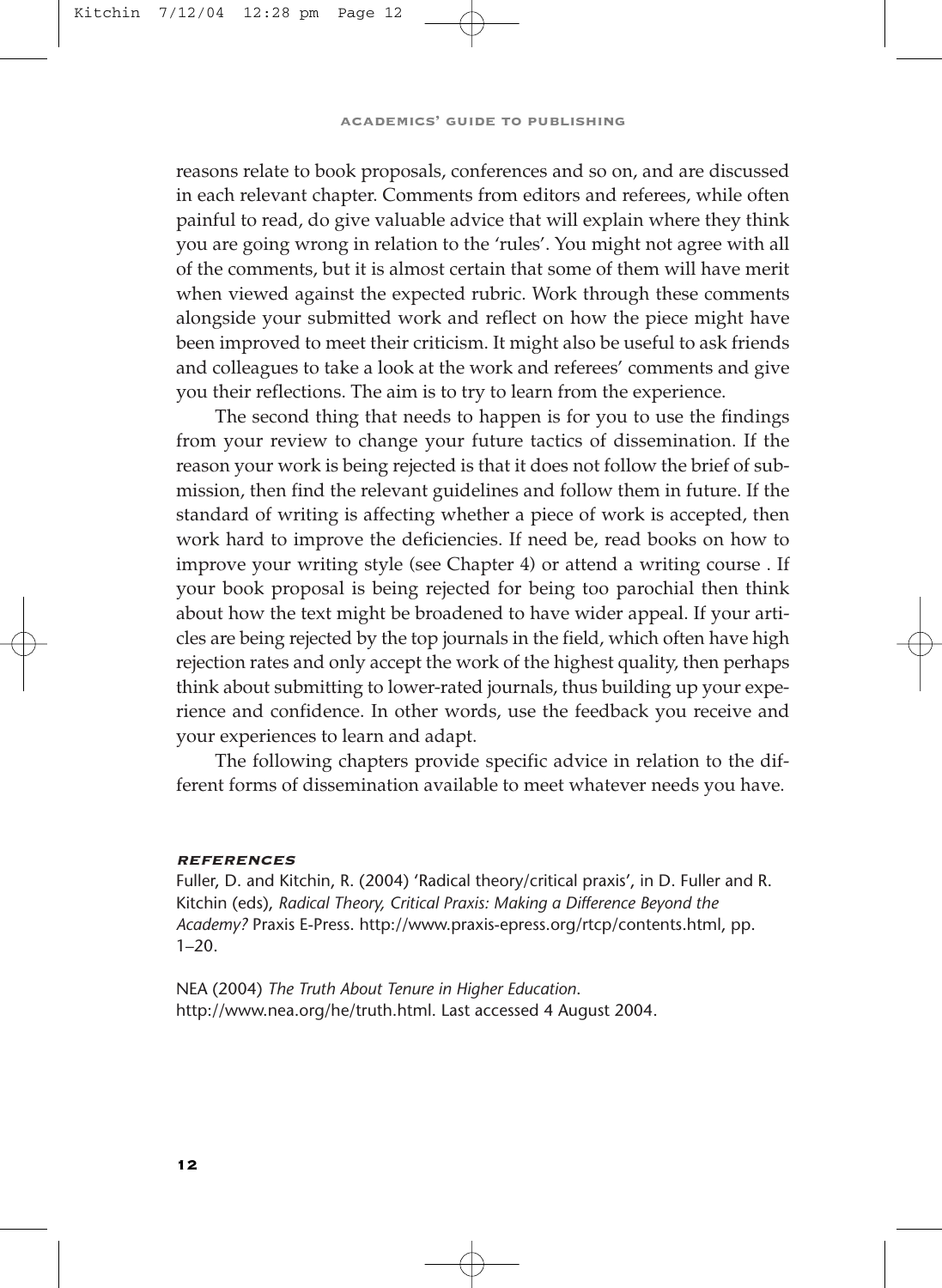reasons relate to book proposals, conferences and so on, and are discussed in each relevant chapter. Comments from editors and referees, while often painful to read, do give valuable advice that will explain where they think you are going wrong in relation to the 'rules'. You might not agree with all of the comments, but it is almost certain that some of them will have merit when viewed against the expected rubric. Work through these comments alongside your submitted work and reflect on how the piece might have been improved to meet their criticism. It might also be useful to ask friends and colleagues to take a look at the work and referees' comments and give you their reflections. The aim is to try to learn from the experience.

The second thing that needs to happen is for you to use the findings from your review to change your future tactics of dissemination. If the reason your work is being rejected is that it does not follow the brief of submission, then find the relevant guidelines and follow them in future. If the standard of writing is affecting whether a piece of work is accepted, then work hard to improve the deficiencies. If need be, read books on how to improve your writing style (see Chapter 4) or attend a writing course . If your book proposal is being rejected for being too parochial then think about how the text might be broadened to have wider appeal. If your articles are being rejected by the top journals in the field, which often have high rejection rates and only accept the work of the highest quality, then perhaps think about submitting to lower-rated journals, thus building up your experience and confidence. In other words, use the feedback you receive and your experiences to learn and adapt.

The following chapters provide specific advice in relation to the different forms of dissemination available to meet whatever needs you have.

## REFERENCES

Fuller, D. and Kitchin, R. (2004) 'Radical theory/critical praxis', in D. Fuller and R. Kitchin (eds), *Radical Theory, Critical Praxis: Making a Difference Beyond the Academy?* Praxis E-Press. http://www.praxis-epress.org/rtcp/contents.html, pp. 1–20.

NEA (2004) *The Truth About Tenure in Higher Education*. http://www.nea.org/he/truth.html. Last accessed 4 August 2004.